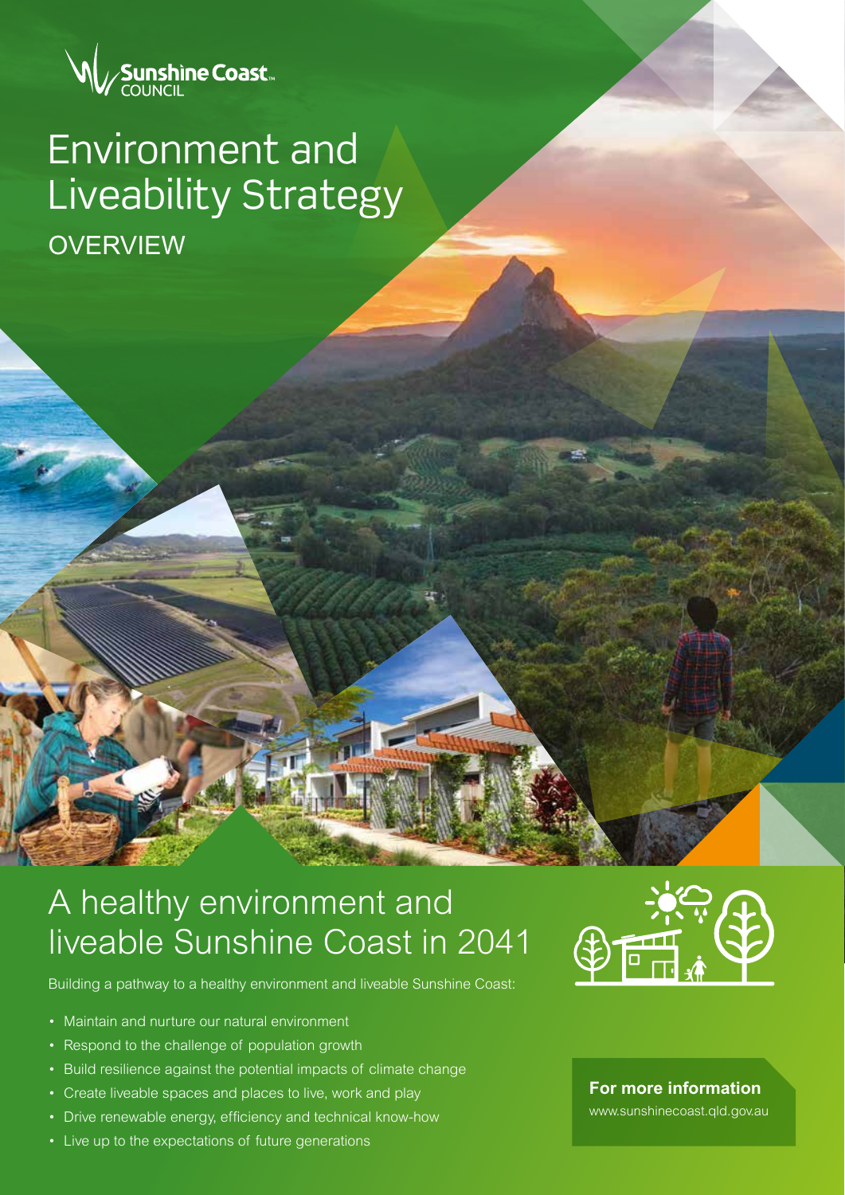Sunshine Coast COUNCIL

# Environment and Liveability Strategy

OVERVIEW

## A healthy environment and liveable Sunshine Coast in 2041

Building a pathway to a healthy environment and liveable Sunshine Coast:

- Maintain and nurture our natural environment
- Respond to the challenge of population growth
- Build resilience against the potential impacts of climate change
- Create liveable spaces and places to live, work and play
- Drive renewable energy, efficiency and technical know-how
- Live up to the expectations of future generations

**For more information**

www.sunshinecoast.qld.gov.au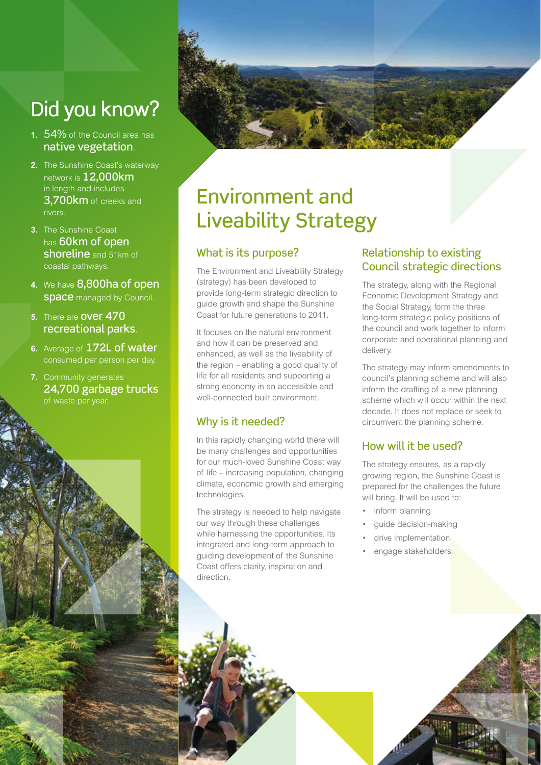## Did you know?

1. 54% of the Council area has **native vegetation**.
2. The Sunshine Coast's waterway network is **12,000km** in length and includes **3,700km** of creeks and rivers.
3. The Sunshine Coast has **60km of open shoreline** and 51km of coastal pathways.
4. We have **8,800ha of open space** managed by Council.
5. There are **over 470 recreational parks**.
6. Average of **172L of water** consumed per person per day.
7. Community generates **24,700 garbage trucks** of waste per year.

# Environment and Liveability Strategy

## What is its purpose?

The Environment and Liveability Strategy (strategy) has been developed to provide long-term strategic direction to guide growth and shape the Sunshine Coast for future generations to 2041.

It focuses on the natural environment and how it can be preserved and enhanced, as well as the liveability of the region – enabling a good quality of life for all residents and supporting a strong economy in an accessible and well-connected built environment.

## Why is it needed?

In this rapidly changing world there will be many challenges and opportunities for our much-loved Sunshine Coast way of life – increasing population, changing climate, economic growth and emerging technologies.

The strategy is needed to help navigate our way through these challenges while harnessing the opportunities. Its integrated and long-term approach to guiding development of the Sunshine Coast offers clarity, inspiration and direction.

## Relationship to existing Council strategic directions

The strategy, along with the Regional Economic Development Strategy and the Social Strategy, form the three long-term strategic policy positions of the council and work together to inform corporate and operational planning and delivery.

The strategy may inform amendments to council's planning scheme and will also inform the drafting of a new planning scheme which will occur within the next decade. It does not replace or seek to circumvent the planning scheme.

## How will it be used?

The strategy ensures, as a rapidly growing region, the Sunshine Coast is prepared for the challenges the future will bring. It will be used to:

- inform planning
- guide decision-making
- drive implementation
- engage stakeholders.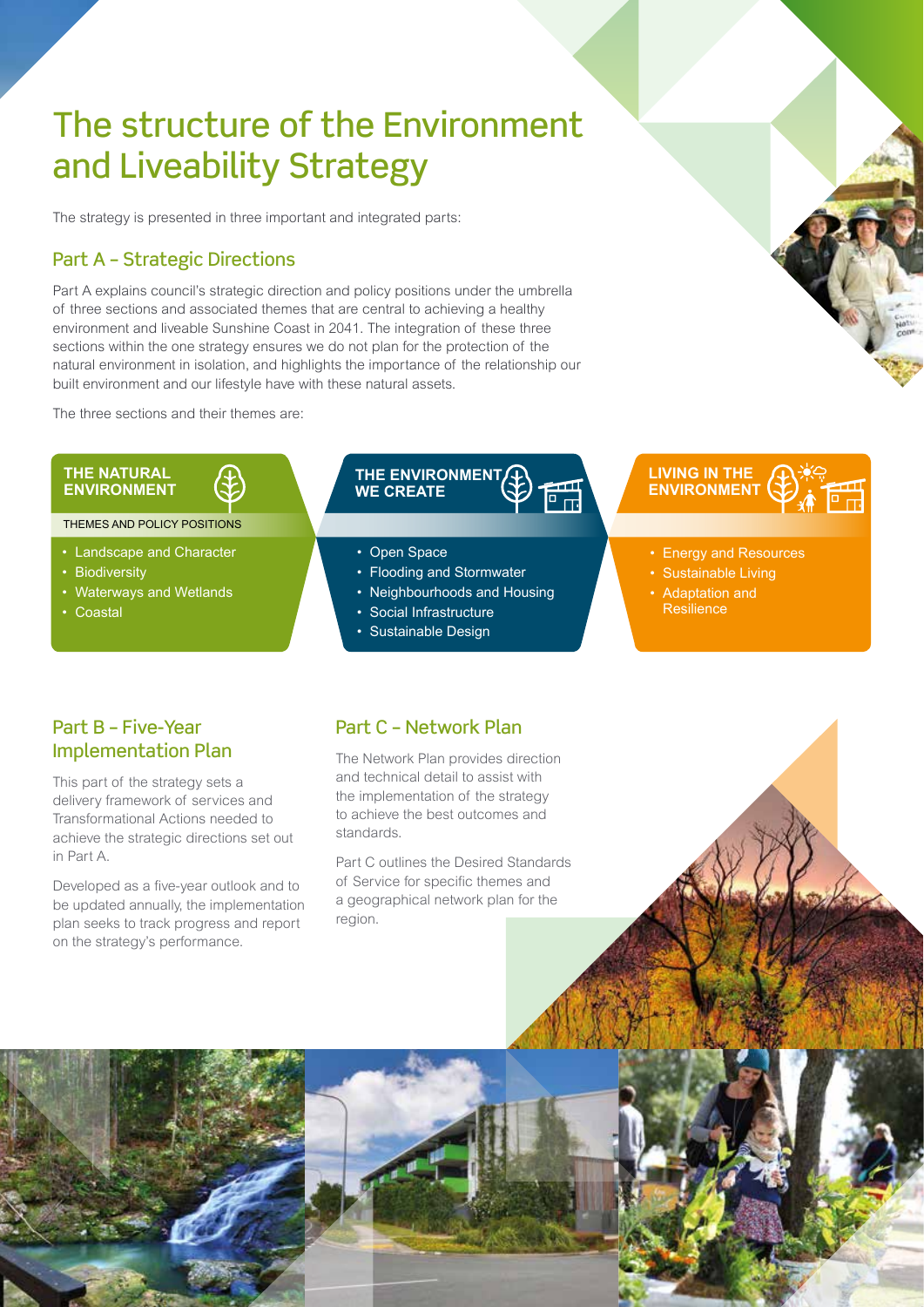# The structure of the Environment and Liveability Strategy

The strategy is presented in three important and integrated parts:

## Part A – Strategic Directions

Part A explains council's strategic direction and policy positions under the umbrella of three sections and associated themes that are central to achieving a healthy environment and liveable Sunshine Coast in 2041. The integration of these three sections within the one strategy ensures we do not plan for the protection of the natural environment in isolation, and highlights the importance of the relationship our built environment and our lifestyle have with these natural assets.

The three sections and their themes are:

**THE NATURAL ENVIRONMENT**

THEMES AND POLICY POSITIONS

- Landscape and Character
- Biodiversity
- Waterways and Wetlands
- Coastal

**THE ENVIRONMENT WE CREATE**

- Open Space
- Flooding and Stormwater
- Neighbourhoods and Housing
- Social Infrastructure
- Sustainable Design

**LIVING IN THE ENVIRONMENT**

- Energy and Resources
- Sustainable Living
- Adaptation and Resilience

## Part B – Five-Year Implementation Plan

This part of the strategy sets a delivery framework of services and Transformational Actions needed to achieve the strategic directions set out in Part A.

Developed as a five-year outlook and to be updated annually, the implementation plan seeks to track progress and report on the strategy's performance.

## Part C – Network Plan

The Network Plan provides direction and technical detail to assist with the implementation of the strategy to achieve the best outcomes and standards.

Part C outlines the Desired Standards of Service for specific themes and a geographical network plan for the region.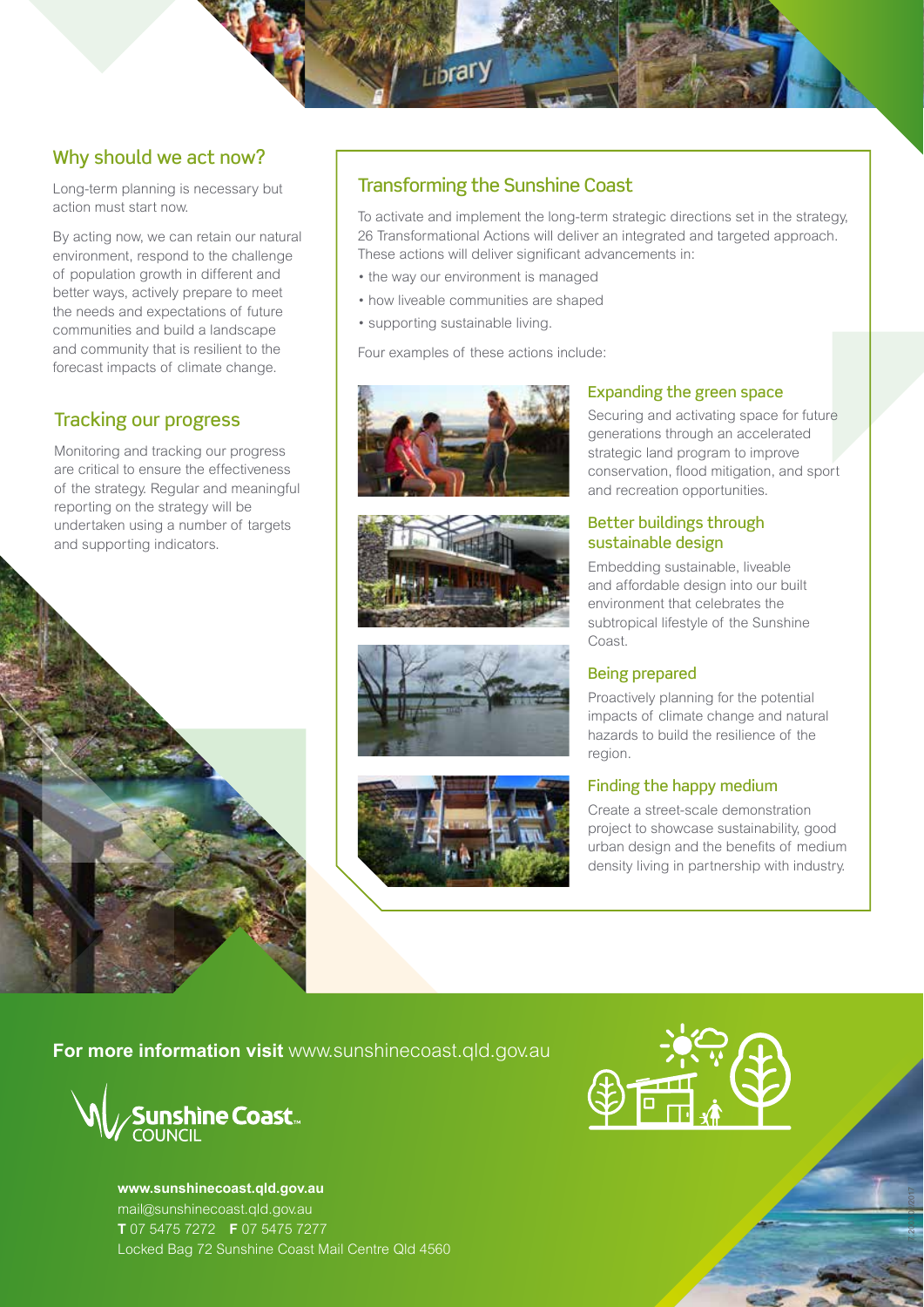## Why should we act now?

Long-term planning is necessary but action must start now.

By acting now, we can retain our natural environment, respond to the challenge of population growth in different and better ways, actively prepare to meet the needs and expectations of future communities and build a landscape and community that is resilient to the forecast impacts of climate change.

## Tracking our progress

Monitoring and tracking our progress are critical to ensure the effectiveness of the strategy. Regular and meaningful reporting on the strategy will be undertaken using a number of targets and supporting indicators.

## Transforming the Sunshine Coast

To activate and implement the long-term strategic directions set in the strategy, 26 Transformational Actions will deliver an integrated and targeted approach. These actions will deliver significant advancements in:

- the way our environment is managed
- how liveable communities are shaped
- supporting sustainable living.

Four examples of these actions include:

### Expanding the green space

Securing and activating space for future generations through an accelerated strategic land program to improve conservation, flood mitigation, and sport and recreation opportunities.

### Better buildings through sustainable design

Embedding sustainable, liveable and affordable design into our built environment that celebrates the subtropical lifestyle of the Sunshine Coast.

### Being prepared

Proactively planning for the potential impacts of climate change and natural hazards to build the resilience of the region.

### Finding the happy medium

Create a street-scale demonstration project to showcase sustainability, good urban design and the benefits of medium density living in partnership with industry.

**For more information visit** www.sunshinecoast.qld.gov.au

Sunshine Coast COUNCIL

**www.sunshinecoast.qld.gov.au**
mail@sunshinecoast.qld.gov.au
**T** 07 5475 7272 **F** 07 5475 7277
Locked Bag 72 Sunshine Coast Mail Centre Qld 4560